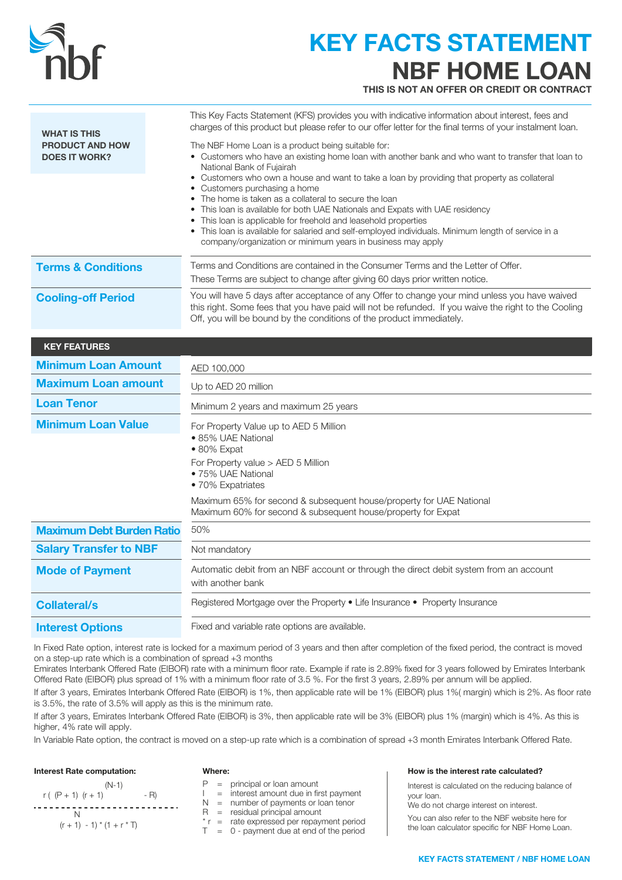# KEY FACTS STATEMENT
# NBF HOME LOAN

**THIS IS NOT AN OFFER OR CREDIT OR CONTRACT**

| | |
|---|---|
| **WHAT IS THIS PRODUCT AND HOW DOES IT WORK?** | This Key Facts Statement (KFS) provides you with indicative information about interest, fees and charges of this product but please refer to our offer letter for the final terms of your instalment loan.<br><br>The NBF Home Loan is a product being suitable for:<br>• Customers who have an existing home loan with another bank and who want to transfer that loan to National Bank of Fujairah<br>• Customers who own a house and want to take a loan by providing that property as collateral<br>• Customers purchasing a home<br>• The home is taken as a collateral to secure the loan<br>• This loan is available for both UAE Nationals and Expats with UAE residency<br>• This loan is applicable for freehold and leasehold properties<br>• This loan is available for salaried and self-employed individuals. Minimum length of service in a company/organization or minimum years in business may apply |
| **Terms & Conditions** | Terms and Conditions are contained in the Consumer Terms and the Letter of Offer.<br>These Terms are subject to change after giving 60 days prior written notice. |
| **Cooling-off Period** | You will have 5 days after acceptance of any Offer to change your mind unless you have waived this right. Some fees that you have paid will not be refunded. If you waive the right to the Cooling Off, you will be bound by the conditions of the product immediately. |

| KEY FEATURES | |
|---|---|
| **Minimum Loan Amount** | AED 100,000 |
| **Maximum Loan amount** | Up to AED 20 million |
| **Loan Tenor** | Minimum 2 years and maximum 25 years |
| **Minimum Loan Value** | For Property Value up to AED 5 Million<br>• 85% UAE National<br>• 80% Expat<br><br>For Property value > AED 5 Million<br>• 75% UAE National<br>• 70% Expatriates<br><br>Maximum 65% for second & subsequent house/property for UAE National<br>Maximum 60% for second & subsequent house/property for Expat |
| **Maximum Debt Burden Ratio** | 50% |
| **Salary Transfer to NBF** | Not mandatory |
| **Mode of Payment** | Automatic debit from an NBF account or through the direct debit system from an account with another bank |
| **Collateral/s** | Registered Mortgage over the Property • Life Insurance • Property Insurance |
| **Interest Options** | Fixed and variable rate options are available. |

In Fixed Rate option, interest rate is locked for a maximum period of 3 years and then after completion of the fixed period, the contract is moved on a step-up rate which is a combination of spread +3 months

Emirates Interbank Offered Rate (EIBOR) rate with a minimum floor rate. Example if rate is 2.89% fixed for 3 years followed by Emirates Interbank Offered Rate (EIBOR) plus spread of 1% with a minimum floor rate of 3.5 %. For the first 3 years, 2.89% per annum will be applied.

If after 3 years, Emirates Interbank Offered Rate (EIBOR) is 1%, then applicable rate will be 1% (EIBOR) plus 1%( margin) which is 2%. As floor rate is 3.5%, the rate of 3.5% will apply as this is the minimum rate.

If after 3 years, Emirates Interbank Offered Rate (EIBOR) is 3%, then applicable rate will be 3% (EIBOR) plus 1% (margin) which is 4%. As this is higher, 4% rate will apply.

In Variable Rate option, the contract is moved on a step-up rate which is a combination of spread +3 month Emirates Interbank Offered Rate.

**Interest Rate computation:**

$$\frac{r\left((P+1)(r+1)^{(N-1)} - R\right)}{\left((r+1)^{N} - 1\right) * (1 + r * T)}$$

**Where:**

- P = principal or loan amount
- I = interest amount due in first payment
- N = number of payments or loan tenor
- R = residual principal amount
- * r = rate expressed per repayment period
- T = 0 - payment due at end of the period

**How is the interest rate calculated?**

Interest is calculated on the reducing balance of your loan.
We do not charge interest on interest.

You can also refer to the NBF website here for the loan calculator specific for NBF Home Loan.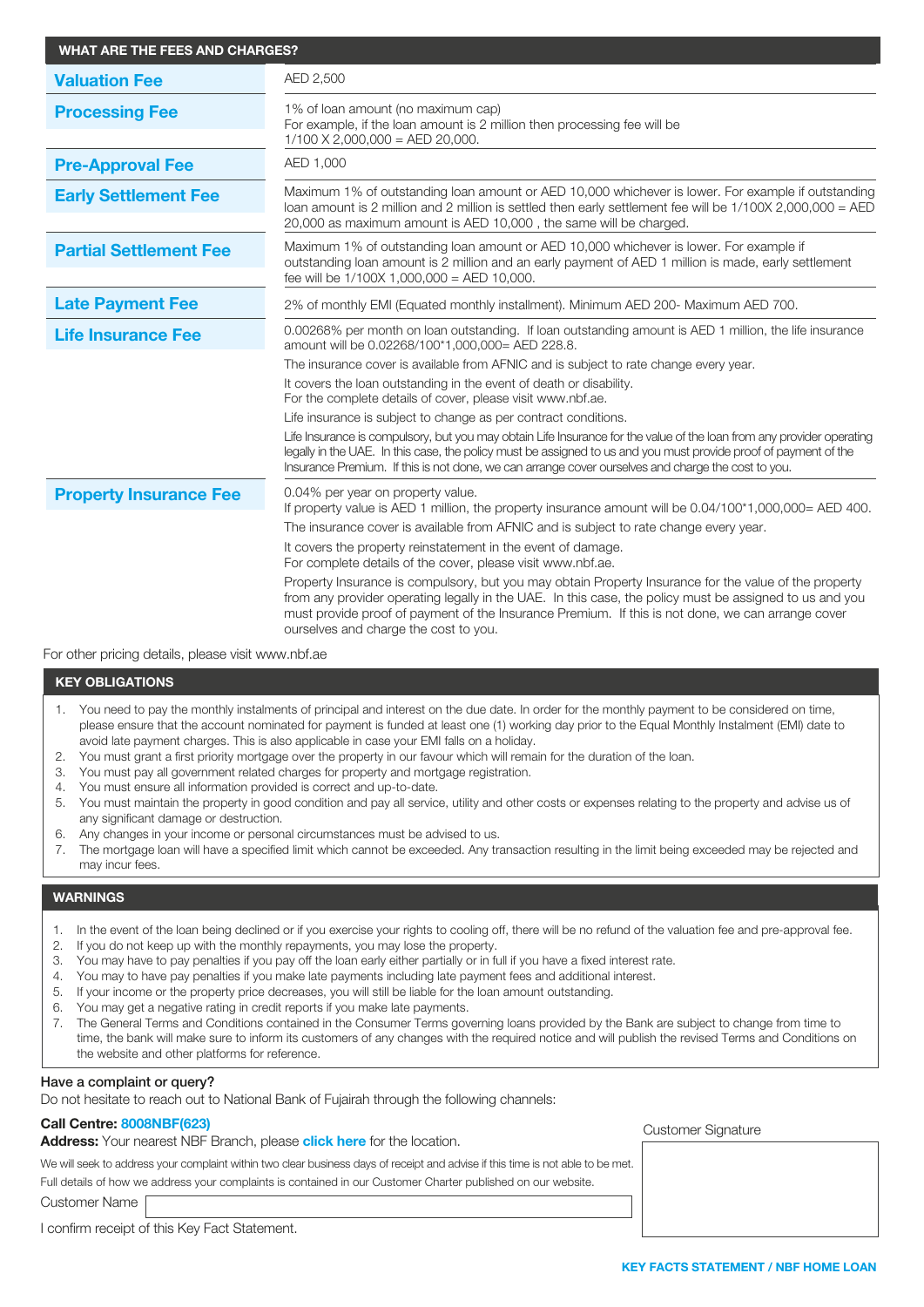## WHAT ARE THE FEES AND CHARGES?

| Fee | Details |
|---|---|
| **Valuation Fee** | AED 2,500 |
| **Processing Fee** | 1% of loan amount (no maximum cap)<br>For example, if the loan amount is 2 million then processing fee will be 1/100 X 2,000,000 = AED 20,000. |
| **Pre-Approval Fee** | AED 1,000 |
| **Early Settlement Fee** | Maximum 1% of outstanding loan amount or AED 10,000 whichever is lower. For example if outstanding loan amount is 2 million and 2 million is settled then early settlement fee will be 1/100X 2,000,000 = AED 20,000 as maximum amount is AED 10,000 , the same will be charged. |
| **Partial Settlement Fee** | Maximum 1% of outstanding loan amount or AED 10,000 whichever is lower. For example if outstanding loan amount is 2 million and an early payment of AED 1 million is made, early settlement fee will be 1/100X 1,000,000 = AED 10,000. |
| **Late Payment Fee** | 2% of monthly EMI (Equated monthly installment). Minimum AED 200- Maximum AED 700. |
| **Life Insurance Fee** | 0.00268% per month on loan outstanding. If loan outstanding amount is AED 1 million, the life insurance amount will be 0.02268/100*1,000,000= AED 228.8.<br>The insurance cover is available from AFNIC and is subject to rate change every year.<br>It covers the loan outstanding in the event of death or disability.<br>For the complete details of cover, please visit www.nbf.ae.<br>Life insurance is subject to change as per contract conditions.<br>Life Insurance is compulsory, but you may obtain Life Insurance for the value of the loan from any provider operating legally in the UAE. In this case, the policy must be assigned to us and you must provide proof of payment of the Insurance Premium. If this is not done, we can arrange cover ourselves and charge the cost to you. |
| **Property Insurance Fee** | 0.04% per year on property value.<br>If property value is AED 1 million, the property insurance amount will be 0.04/100*1,000,000= AED 400.<br>The insurance cover is available from AFNIC and is subject to rate change every year.<br>It covers the property reinstatement in the event of damage.<br>For complete details of the cover, please visit www.nbf.ae.<br>Property Insurance is compulsory, but you may obtain Property Insurance for the value of the property from any provider operating legally in the UAE. In this case, the policy must be assigned to us and you must provide proof of payment of the Insurance Premium. If this is not done, we can arrange cover ourselves and charge the cost to you. |

For other pricing details, please visit www.nbf.ae

## KEY OBLIGATIONS

1. You need to pay the monthly instalments of principal and interest on the due date. In order for the monthly payment to be considered on time, please ensure that the account nominated for payment is funded at least one (1) working day prior to the Equal Monthly Instalment (EMI) date to avoid late payment charges. This is also applicable in case your EMI falls on a holiday.
2. You must grant a first priority mortgage over the property in our favour which will remain for the duration of the loan.
3. You must pay all government related charges for property and mortgage registration.
4. You must ensure all information provided is correct and up-to-date.
5. You must maintain the property in good condition and pay all service, utility and other costs or expenses relating to the property and advise us of any significant damage or destruction.
6. Any changes in your income or personal circumstances must be advised to us.
7. The mortgage loan will have a specified limit which cannot be exceeded. Any transaction resulting in the limit being exceeded may be rejected and may incur fees.

## WARNINGS

1. In the event of the loan being declined or if you exercise your rights to cooling off, there will be no refund of the valuation fee and pre-approval fee.
2. If you do not keep up with the monthly repayments, you may lose the property.
3. You may have to pay penalties if you pay off the loan early either partially or in full if you have a fixed interest rate.
4. You may to have pay penalties if you make late payments including late payment fees and additional interest.
5. If your income or the property price decreases, you will still be liable for the loan amount outstanding.
6. You may get a negative rating in credit reports if you make late payments.
7. The General Terms and Conditions contained in the Consumer Terms governing loans provided by the Bank are subject to change from time to time, the bank will make sure to inform its customers of any changes with the required notice and will publish the revised Terms and Conditions on the website and other platforms for reference.

**Have a complaint or query?**

Do not hesitate to reach out to National Bank of Fujairah through the following channels:

**Call Centre:** **8008NBF(623)**

**Address:** Your nearest NBF Branch, please **click here** for the location.

We will seek to address your complaint within two clear business days of receipt and advise if this time is not able to be met. Full details of how we address your complaints is contained in our Customer Charter published on our website.

Customer Name

I confirm receipt of this Key Fact Statement.

Customer Signature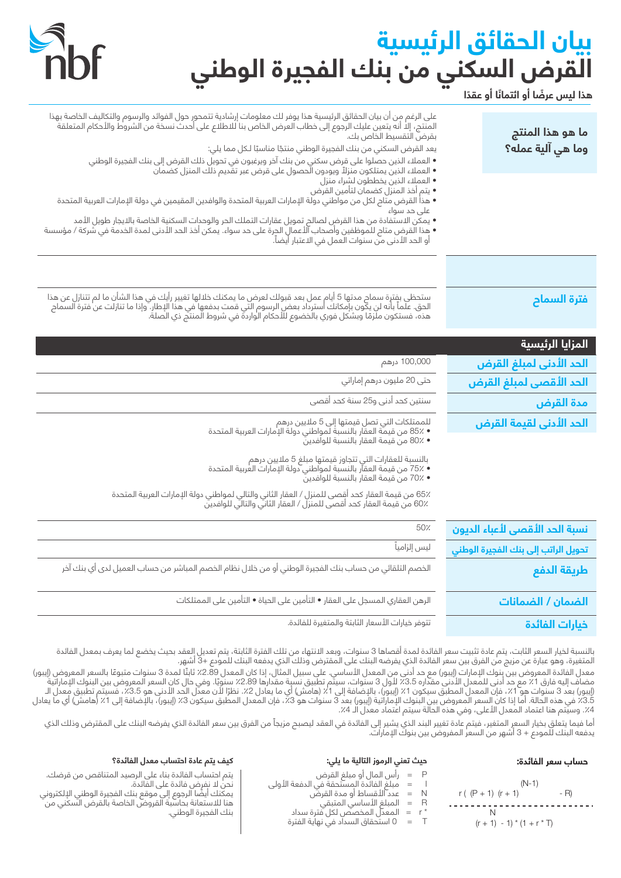# بيان الحقائق الرئيسية
# القرض السكني من بنك الفجيرة الوطني

**هذا ليس عرضًا أو ائتمانًا أو عقدًا**

## ما هو هذا المنتج وما هي آلية عمله؟

على الرغم من أن بيان الحقائق الرئيسية هذا يوفر لك معلومات إرشادية تتمحور حول الفوائد والرسوم والتكاليف الخاصة بهذا المنتج، إلا أنه يتعين عليك الرجوع إلى خطاب العرض الخاص بنا للاطلاع على أحدث نسخة من الشروط والأحكام المتعلقة بقرض التقسيط الخاص بك.

يعد القرض السكني من بنك الفجيرة الوطني منتجًا مناسبًا لكل مما يلي:

- العملاء الذين حصلوا على قرض سكني من بنك آخر ويرغبون في تحويل ذلك القرض إلى بنك الفجيرة الوطني
- العملاء الذين يمتلكون منزلاً ويودون الحصول على قرض عبر تقديم ذلك المنزل كضمان
- العملاء الذين يخططون لشراء منزل
- يتم أخذ المنزل كضمان لتأمين القرض
- هذا القرض متاح لكل من مواطني دولة الإمارات العربية المتحدة والوافدين المقيمين في دولة الإمارات العربية المتحدة على حد سواء
- يمكن الاستفادة من هذا القرض لصالح تمويل عقارات التملك الحر والوحدات السكنية الخاصة بالايجار طويل الأمد
- هذا القرض متاح للموظفين وأصحاب الأعمال الحرة على حد سواء. يمكن أخذ الحد الأدنى لمدة الخدمة في شركة / مؤسسة أو الحد الأدنى من سنوات العمل في الاعتبار أيضاً.

## فترة السماح

ستحظى بفترة سماح مدتها 5 أيام عمل بعد قبولك لعرض ما يمكنك خلالها تغيير رأيك في هذا الشأن ما لم تتنازل عن هذا الحق. علماً بأنه لن يكون بإمكانك استرداد بعض الرسوم التي قمت بدفعها في هذا الإطار. وإذا ما تنازلت عن فترة السماح هذه، فستكون ملزمًا وبشكل فوري بالخضوع للأحكام الواردة في شروط المنتج ذي الصلة.

## المزايا الرئيسية

| | |
|---|---|
| **الحد الأدنى لمبلغ القرض** | 100,000 درهم |
| **الحد الأقصى لمبلغ القرض** | حتى 20 مليون درهم إماراتي |
| **مدة القرض** | سنتين كحد أدنى و25 سنة كحد أقصى |
| **الحد الأدنى لقيمة القرض** | للممتلكات التي تصل قيمتها إلى 5 ملايين درهم<br>• 85٪ من قيمة العقار بالنسبة لمواطني دولة الإمارات العربية المتحدة<br>• 80٪ من قيمة العقار بالنسبة للوافدين<br><br>بالنسبة للعقارات التي تتجاوز قيمتها مبلغ 5 ملايين درهم<br>• 75٪ من قيمة العقار بالنسبة لمواطني دولة الإمارات العربية المتحدة<br>• 70٪ من قيمة العقار بالنسبة للوافدين<br><br>65٪ من قيمة العقار كحد أقصى للمنزل / العقار الثاني والتالي لمواطني دولة الإمارات العربية المتحدة<br>60٪ من قيمة العقار كحد أقصى للمنزل / العقار الثاني والتالي للوافدين |
| **نسبة الحد الأقصى لأعباء الديون** | 50٪ |
| **تحويل الراتب إلى بنك الفجيرة الوطني** | ليس إلزامياً |
| **طريقة الدفع** | الخصم التلقائي من حساب بنك الفجيرة الوطني أو من خلال نظام الخصم المباشر من حساب العميل لدى أي بنك آخر |
| **الضمان / الضمانات** | الرهن العقاري المسجل على العقار • التأمين على الحياة • التأمين على الممتلكات |
| **خيارات الفائدة** | تتوفر خيارات الأسعار الثابتة والمتغيرة للفائدة. |

بالنسبة لخيار السعر الثابت، يتم عادة تثبيت سعر الفائدة لمدة أقصاها 3 سنوات، وبعد الانتهاء من تلك الفترة الثابتة، يتم تعديل العقد بحيث يخضع لما يعرف بمعدل الفائدة المتغيرة، وهو عبارة عن مزيج من الفرق بين سعر الفائدة الذي يفرضه البنك على المقترض وذلك الذي يدفعه البنك للمودع +3 أشهر.

معدل الفائدة المعروض بين بنوك الإمارات (إيبور) مع حد أدنى من المعدل الأساسي. على سبيل المثال، إذا كان المعدل 2.89٪ ثابتًا لمدة 3 سنوات متبوعًا بالسعر المعروض (إيبور) مضاف إليه فارق 1٪ مع حد أدنى للمعدل الأدنى مقداره 3.5٪ لأول 3 سنوات، سيتم تطبيق نسبة مقدارها 2.89٪ سنويًا. وفي حال كان السعر المعروض بين البنوك الإماراتية (إيبور) بعد 3 سنوات هو 1٪، فإن المعدل المطبق سيكون 1٪ (إيبور)، بالإضافة إلى 1٪ (هامش) أي ما يعادل 2٪. نظرًا لأن معدل الحد الأدنى هو 3.5٪، فسيتم تطبيق معدل الـ 3.5٪ في هذه الحالة. أما إذا كان السعر المعروض بين البنوك الإماراتية (إيبور) بعد 3 سنوات هو 3٪، فإن المعدل المطبق سيكون 3٪ (إيبور)، بالإضافة إلى 1٪ (هامش) أي ما يعادل 4٪. وسيتم هنا اعتماد المعدل الأعلى، وفي هذه الحالة سيتم اعتماد معدل الـ 4٪.

أما فيما يتعلق بخيار السعر المتغير، فيتم عادة تغيير البند الذي يشير إلى الفائدة في العقد ليصبح مزيجاً من الفرق بين سعر الفائدة الذي يفرضه البنك على المقترض وذلك الذي يدفعه البنك للمودع + 3 أشهر من السعر المفروض بين بنوك الإمارات.

### حساب سعر الفائدة:

$$\frac{r\,(P+1)\,(r+1)^{(N-1)} - R}{(r+1)^{N} - 1) * (1 + r * T)}$$

### حيث تعني الرموز التالية ما يلي:

- P = رأس المال أو مبلغ القرض
- I = مبلغ الفائدة المستحقة في الدفعة الأولى
- N = عدد الأقساط أو مدة القرض
- R = المبلغ الأساسي المتبقي
- r = المعدل المخصص لكل فترة سداد *
- T = 0 استحقاق السداد في نهاية الفترة

### كيف يتم عادة احتساب معدل الفائدة؟

يتم احتساب الفائدة بناء على الرصيد المتناقص من قرضك. نحن لا نفرض فائدة على الفائدة.
يمكنك أيضًا الرجوع إلى موقع بنك الفجيرة الوطني الإلكتروني هنا للاستعانة بحاسبة القروض الخاصة بالقرض السكني من بنك الفجيرة الوطني.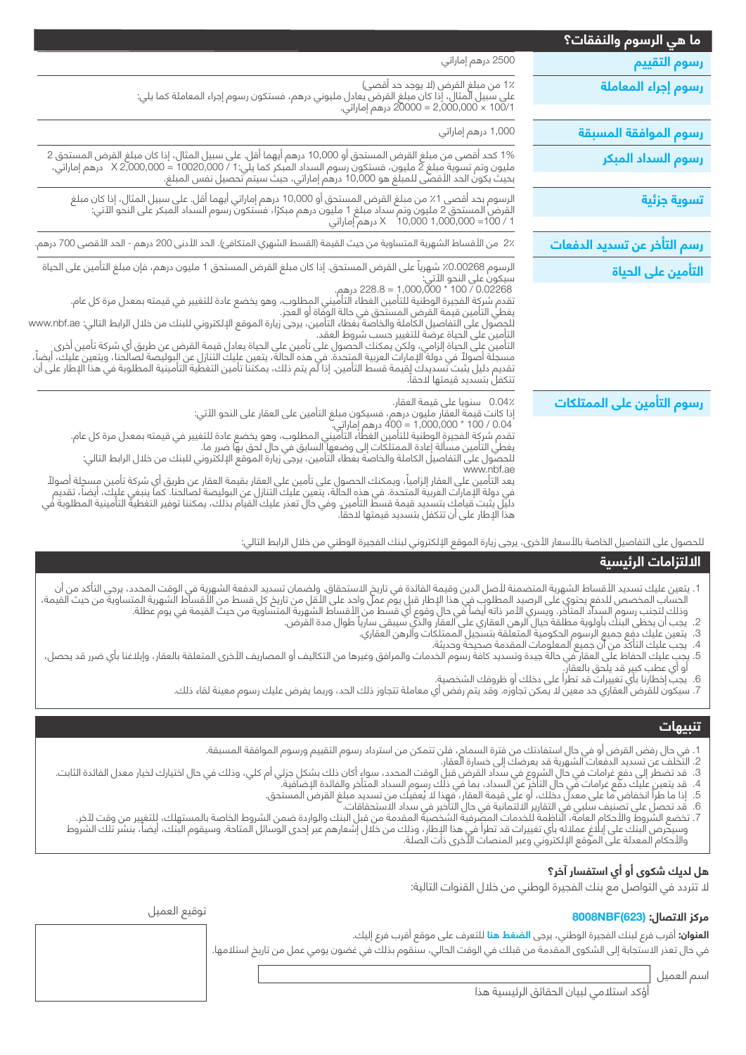## ما هي الرسوم والنفقات؟

| | |
|---|---|
| **رسوم التقييم** | 2500 درهم إماراتي |
| **رسوم إجراء المعاملة** | 1٪ من مبلغ القرض (لا يوجد حد أقصى)<br>على سبيل المثال، إذا كان مبلغ القرض يعادل مليوني درهم، فستكون رسوم إجراء المعاملة كما يلي:<br>100/1 × 2,000,000 = 20000 درهم إماراتي. |
| **رسوم الموافقة المسبقة** | 1,000 درهم إماراتي |
| **رسوم السداد المبكر** | 1% كحد أقصى من مبلغ القرض المستحق أو 10,000 درهم أيهما أقل. على سبيل المثال، إذا كان مبلغ القرض المستحق 2 مليون وتم تسوية مبلغ 2 مليون، فستكون رسوم السداد المبكر كما يلي:1 / 100 × 2,000,000 = 20,000 درهم إماراتي، بحيث يكون الحد الأقصى للمبلغ هو 10,000 درهم إماراتي، حيث سيتم تحصيل نفس المبلغ. |
| **تسوية جزئية** | الرسوم بحد أقصى 1٪ من مبلغ القرض المستحق أو 10,000 درهم إماراتي أيهما أقل. على سبيل المثال، إذا كان مبلغ القرض المستحق 2 مليون وتم سداد مبلغ 1 مليون درهم مبكرًا، فستكون رسوم السداد المبكر على النحو الآتي:<br>1 / 100 × 1,000,000 =10,000 درهم إماراتي |
| **رسم التأخر عن تسديد الدفعات** | 2٪ من الأقساط الشهرية المتساوية من حيث القيمة (القسط الشهري المتكافئ). الحد الأدنى 200 درهم - الحد الأقصى 700 درهم. |
| **التأمين على الحياة** | الرسوم 0.00268٪ شهرياً على القرض المستحق. إذا كان مبلغ القرض المستحق 1 مليون درهم، فإن مبلغ التأمين على الحياة سيكون على النحو الآتي:<br>0.02268 / 100 * 1,000,000 = 228.8 درهم.<br>تقدم شركة الفجيرة الوطنية للتأمين الغطاء التأميني المطلوب، وهو يخضع عادة للتغيير في قيمته بمعدل مرة كل عام.<br>يغطي التأمين قيمة القرض المستحق في حالة الوفاة أو العجز.<br>للحصول على التفاصيل الكاملة والخاصة بغطاء التأمين، يرجى زيارة الموقع الإلكتروني للبنك من خلال الرابط التالي: www.nbf.ae<br>التأمين على الحياة عرضة للتغيير حسب شروط العقد.<br>التأمين على الحياة إلزامي، ولكن يمكنك الحصول على تأمين على الحياة يعادل قيمة القرض عن طريق أي شركة تأمين أخرى مسجلة أصولاً في دولة الإمارات العربية المتحدة. في هذه الحالة، يتعين عليك التنازل عن البوليصة لصالحنا، ويتعين عليك، أيضاً، تقديم دليل يثبت تسديدك لقيمة قسط التأمين. إذا لم يتم ذلك، يمكننا تأمين التغطية التأمينية المطلوبة في هذا الإطار على أن تتكفل بتسديد قيمتها لاحقاً. |
| **رسوم التأمين على الممتلكات** | 0.04٪ سنويا على قيمة العقار.<br>إذا كانت قيمة العقار مليون درهم، فسيكون مبلغ التأمين على العقار على النحو الآتي:<br>0.04 / 100 * 1,000,000 = 400 درهم إماراتي.<br>تقدم شركة الفجيرة الوطنية للتأمين الغطاء التأميني المطلوب، وهو يخضع عادة للتغيير في قيمته بمعدل مرة كل عام.<br>يغطي التأمين مسألة إعادة الممتلكات إلى وضعها السابق في حال لحق بها ضرر ما.<br>للحصول على التفاصيل الكاملة والخاصة بغطاء التأمين، يرجى زيارة الموقع الإلكتروني للبنك من خلال الرابط التالي: www.nbf.ae<br>يعد التأمين على العقار إلزامياً، ويمكنك الحصول على تأمين على العقار بقيمة العقار عن طريق أي شركة تأمين مسجلة أصولاً في دولة الإمارات العربية المتحدة. في هذه الحالة، يتعين عليك التنازل عن البوليصة لصالحنا. كما ينبغي عليك، أيضاً، تقديم دليل يثبت قيامك بتسديد قيمة قسط التأمين. وفي حال تعذر عليك القيام بذلك، يمكننا توفير التغطية التأمينية المطلوبة في هذا الإطار على أن تتكفل بتسديد قيمتها لاحقاً. |

للحصول على التفاصيل الخاصة بالأسعار الأخرى، يرجى زيارة الموقع الإلكتروني لبنك الفجيرة الوطني من خلال الرابط التالي:

## الالتزامات الرئيسية

1. يتعين عليك تسديد الأقساط الشهرية المتضمنة لأصل الدين وقيمة الفائدة في تاريخ الاستحقاق. ولضمان تسديد الدفعة الشهرية في الوقت المحدد، يرجى التأكد من أن الحساب المخصص للدفع يحتوي على الرصيد المطلوب في هذا الإطار قبل يوم عمل واحد على الأقل من تاريخ كل قسط من الأقساط الشهرية المتساوية من حيث القيمة، وذلك لتجنب رسوم السداد المتأخر. ويسري الأمر ذاته أيضاً في حال وقوع أي قسط من الأقساط الشهرية المتساوية من حيث القيمة في يوم عطلة.
2. يجب أن يحظى البنك بأولوية مطلقة حيال الرهن العقاري على العقار والذي سيبقى سارياً طوال مدة القرض.
3. يتعين عليك دفع جميع الرسوم الحكومية المتعلقة بتسجيل الممتلكات والرهن العقاري.
4. يجب عليك التأكد من أن جميع المعلومات المقدمة صحيحة وحديثة.
5. يجب عليك الحفاظ على العقار في حالة جيدة وتسديد كافة رسوم الخدمات والمرافق وغيرها من التكاليف أو المصاريف الأخرى المتعلقة بالعقار، وإبلاغنا بأي ضرر قد يحصل، أو أي عطب كبير قد يلحق بالعقار.
6. يجب إخطارنا بأي تغييرات قد تطرأ على دخلك أو ظروفك الشخصية.
7. سيكون للقرض العقاري حد معين لا يمكن تجاوزه. وقد يتم رفض أي معاملة تتجاوز ذلك الحد، وربما يفرض عليك رسوم معينة لقاء ذلك.

## تنبيهات

1. في حال رفض القرض أو في حال استفادتك من فترة السماح، فلن تتمكن من استرداد رسوم التقييم ورسوم الموافقة المسبقة.
2. التخلف عن تسديد الدفعات الشهرية قد يعرضك إلى خسارة العقار.
3. قد تضطر إلى دفع غرامات في حال الشروع في سداد القرض قبل الوقت المحدد، سواء أكان ذلك بشكل جزئي أم كلي، وذلك في حال اختيارك لخيار معدل الفائدة الثابت.
4. قد يتعين عليك دفع غرامات في حال التأخر عن السداد، بما في ذلك رسوم السداد المتأخر والفائدة الإضافية.
5. إذا ما طرأ انخفاض ما على معدل دخلك، أو على قيمة العقار، فهذا لا يُعفيك من تسديد مبلغ القرض المستحق.
6. قد تحصل على تصنيف سلبي في التقارير الائتمانية في حال التأخير في سداد الاستحقاقات.
7. تخضع الشروط والأحكام العامة، الناظمة للخدمات المصرفية الشخصية المقدمة من قبل البنك والواردة ضمن الشروط الخاصة بالمستهلك، للتغيير من وقت لآخر. وسيحرص البنك على إبلاغ عملائه بأي تغييرات قد تطرأ في هذا الإطار، وذلك من خلال إشعارهم عبر إحدى الوسائل المتاحة. وسيقوم البنك، أيضاً، بنشر تلك الشروط والأحكام المعدلة على الموقع الإلكتروني وعبر المنصات الأخرى ذات الصلة.

### هل لديك شكوى أو أي استفسار آخر؟

لا تتردد في التواصل مع بنك الفجيرة الوطني من خلال القنوات التالية:

**مركز الاتصال: 8008NBF(623)**

**العنوان:** أقرب فرع لبنك الفجيرة الوطني، يرجى **الضغط هنا** للتعرف على موقع أقرب فرع إليك.

في حال تعذر الاستجابة إلى الشكوى المقدمة من قبلك في الوقت الحالي، سنقوم بذلك في غضون يومي عمل من تاريخ استلامها.

توقيع العميل

اسم العميل

أؤكد استلامي لبيان الحقائق الرئيسية هذا